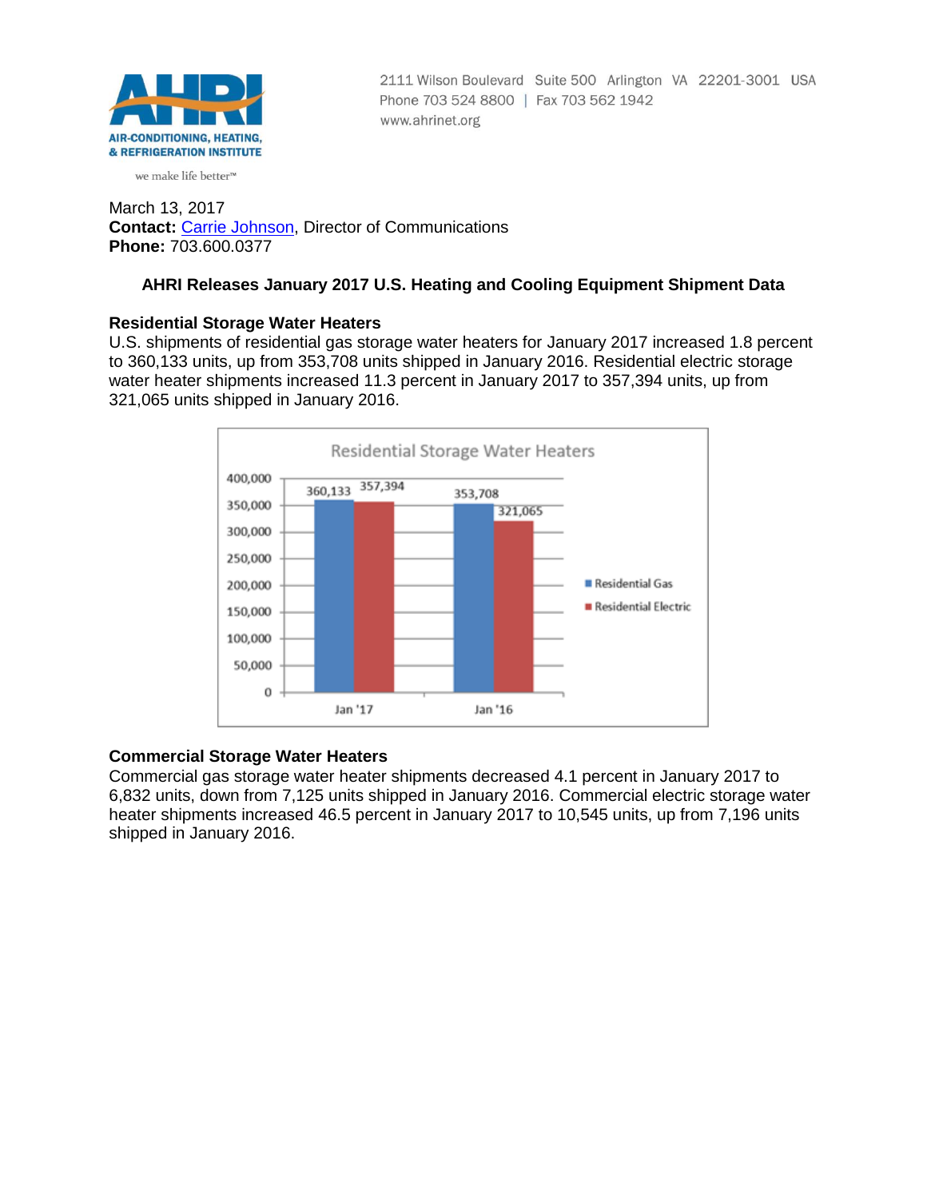AHRI

AIR-CONDITIONING, HEATING, & REFRIGERATION INSTITUTE

we make life better™

2111 Wilson Boulevard Suite 500 Arlington VA 22201-3001 USA
Phone 703 524 8800 | Fax 703 562 1942
www.ahrinet.org

March 13, 2017
**Contact:** [Carrie Johnson](), Director of Communications
**Phone:** 703.600.0377

## AHRI Releases January 2017 U.S. Heating and Cooling Equipment Shipment Data

### Residential Storage Water Heaters

U.S. shipments of residential gas storage water heaters for January 2017 increased 1.8 percent to 360,133 units, up from 353,708 units shipped in January 2016. Residential electric storage water heater shipments increased 11.3 percent in January 2017 to 357,394 units, up from 321,065 units shipped in January 2016.

**Residential Storage Water Heaters**

| | Residential Gas | Residential Electric |
|---|---|---|
| Jan '17 | 360,133 | 357,394 |
| Jan '16 | 353,708 | 321,065 |

### Commercial Storage Water Heaters

Commercial gas storage water heater shipments decreased 4.1 percent in January 2017 to 6,832 units, down from 7,125 units shipped in January 2016. Commercial electric storage water heater shipments increased 46.5 percent in January 2017 to 10,545 units, up from 7,196 units shipped in January 2016.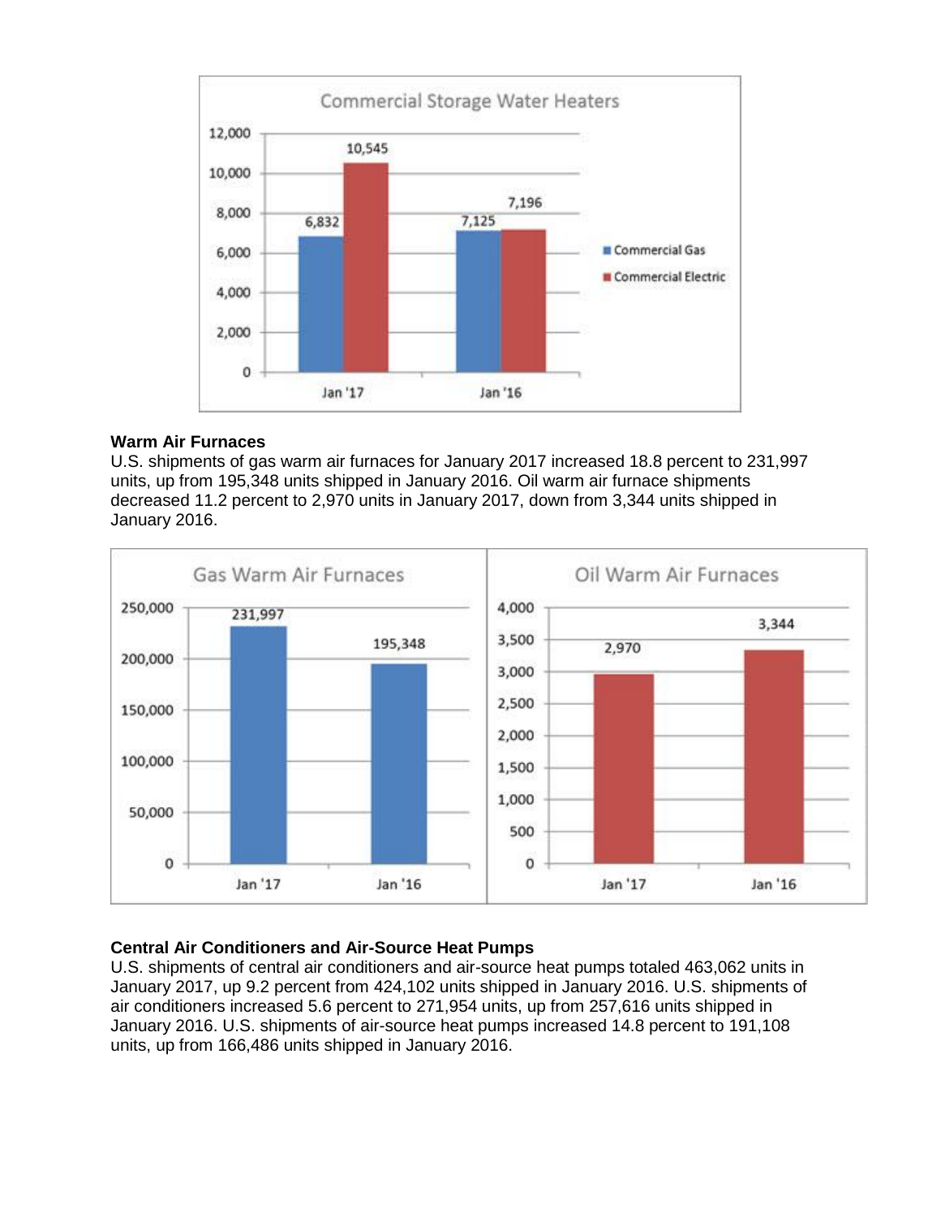## Commercial Storage Water Heaters

| | Commercial Gas | Commercial Electric |
|---|---|---|
| Jan '17 | 6,832 | 10,545 |
| Jan '16 | 7,125 | 7,196 |

**Warm Air Furnaces**

U.S. shipments of gas warm air furnaces for January 2017 increased 18.8 percent to 231,997 units, up from 195,348 units shipped in January 2016. Oil warm air furnace shipments decreased 11.2 percent to 2,970 units in January 2017, down from 3,344 units shipped in January 2016.

## Gas Warm Air Furnaces

| | Units |
|---|---|
| Jan '17 | 231,997 |
| Jan '16 | 195,348 |

## Oil Warm Air Furnaces

| | Units |
|---|---|
| Jan '17 | 2,970 |
| Jan '16 | 3,344 |

**Central Air Conditioners and Air-Source Heat Pumps**

U.S. shipments of central air conditioners and air-source heat pumps totaled 463,062 units in January 2017, up 9.2 percent from 424,102 units shipped in January 2016. U.S. shipments of air conditioners increased 5.6 percent to 271,954 units, up from 257,616 units shipped in January 2016. U.S. shipments of air-source heat pumps increased 14.8 percent to 191,108 units, up from 166,486 units shipped in January 2016.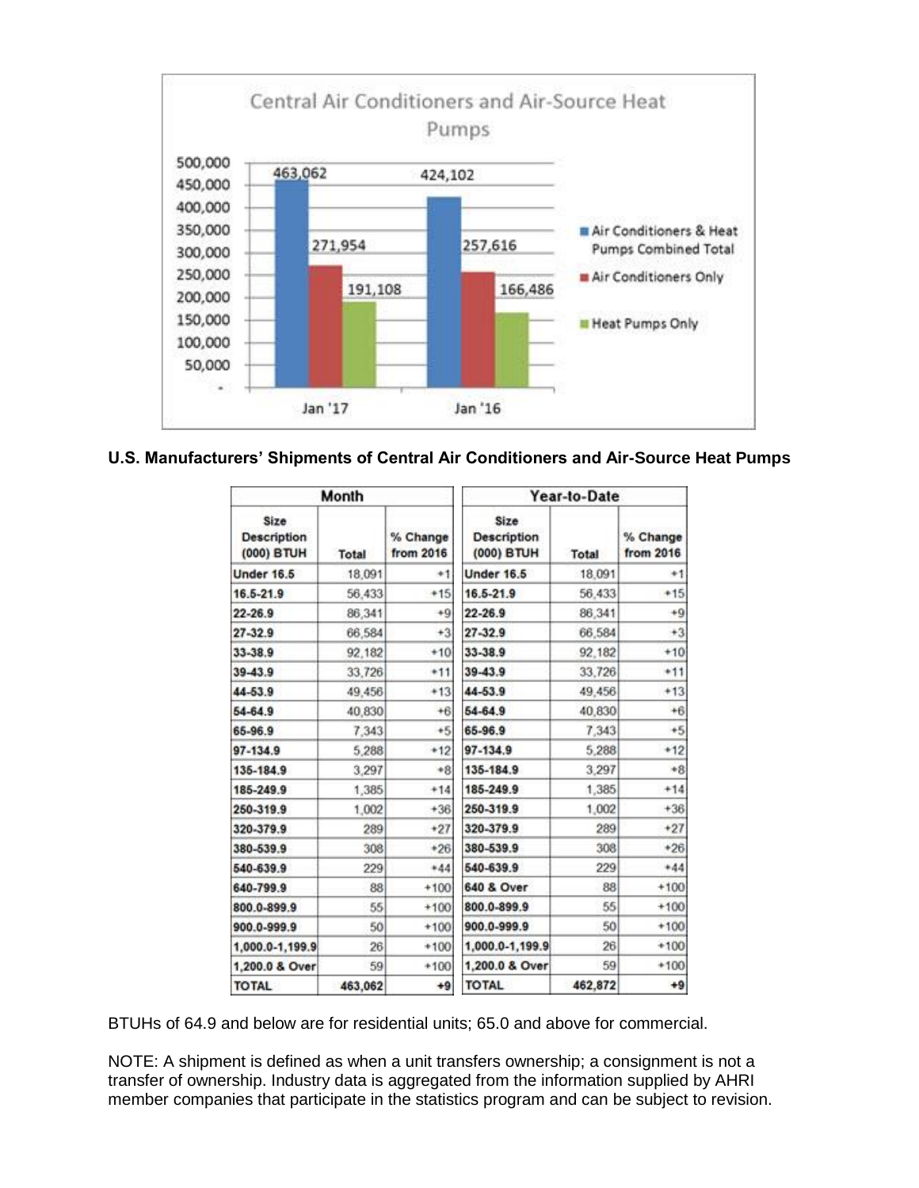**Central Air Conditioners and Air-Source Heat Pumps**

| | Jan '17 | Jan '16 |
|---|---|---|
| Air Conditioners & Heat Pumps Combined Total | 463,062 | 424,102 |
| Air Conditioners Only | 271,954 | 257,616 |
| Heat Pumps Only | 191,108 | 166,486 |

**U.S. Manufacturers' Shipments of Central Air Conditioners and Air-Source Heat Pumps**

| Month | | | Year-to-Date | | |
|---|---|---|---|---|---|
| Size Description (000) BTUH | Total | % Change from 2016 | Size Description (000) BTUH | Total | % Change from 2016 |
| Under 16.5 | 18,091 | +1 | Under 16.5 | 18,091 | +1 |
| 16.5-21.9 | 56,433 | +15 | 16.5-21.9 | 56,433 | +15 |
| 22-26.9 | 86,341 | +9 | 22-26.9 | 86,341 | +9 |
| 27-32.9 | 66,584 | +3 | 27-32.9 | 66,584 | +3 |
| 33-38.9 | 92,182 | +10 | 33-38.9 | 92,182 | +10 |
| 39-43.9 | 33,726 | +11 | 39-43.9 | 33,726 | +11 |
| 44-53.9 | 49,456 | +13 | 44-53.9 | 49,456 | +13 |
| 54-64.9 | 40,830 | +6 | 54-64.9 | 40,830 | +6 |
| 65-96.9 | 7,343 | +5 | 65-96.9 | 7,343 | +5 |
| 97-134.9 | 5,288 | +12 | 97-134.9 | 5,288 | +12 |
| 135-184.9 | 3,297 | +8 | 135-184.9 | 3,297 | +8 |
| 185-249.9 | 1,385 | +14 | 185-249.9 | 1,385 | +14 |
| 250-319.9 | 1,002 | +36 | 250-319.9 | 1,002 | +36 |
| 320-379.9 | 289 | +27 | 320-379.9 | 289 | +27 |
| 380-539.9 | 308 | +26 | 380-539.9 | 308 | +26 |
| 540-639.9 | 229 | +44 | 540-639.9 | 229 | +44 |
| 640-799.9 | 88 | +100 | 640 & Over | 88 | +100 |
| 800.0-899.9 | 55 | +100 | 800.0-899.9 | 55 | +100 |
| 900.0-999.9 | 50 | +100 | 900.0-999.9 | 50 | +100 |
| 1,000.0-1,199.9 | 26 | +100 | 1,000.0-1,199.9 | 26 | +100 |
| 1,200.0 & Over | 59 | +100 | 1,200.0 & Over | 59 | +100 |
| TOTAL | 463,062 | +9 | TOTAL | 462,872 | +9 |

BTUHs of 64.9 and below are for residential units; 65.0 and above for commercial.

NOTE: A shipment is defined as when a unit transfers ownership; a consignment is not a transfer of ownership. Industry data is aggregated from the information supplied by AHRI member companies that participate in the statistics program and can be subject to revision.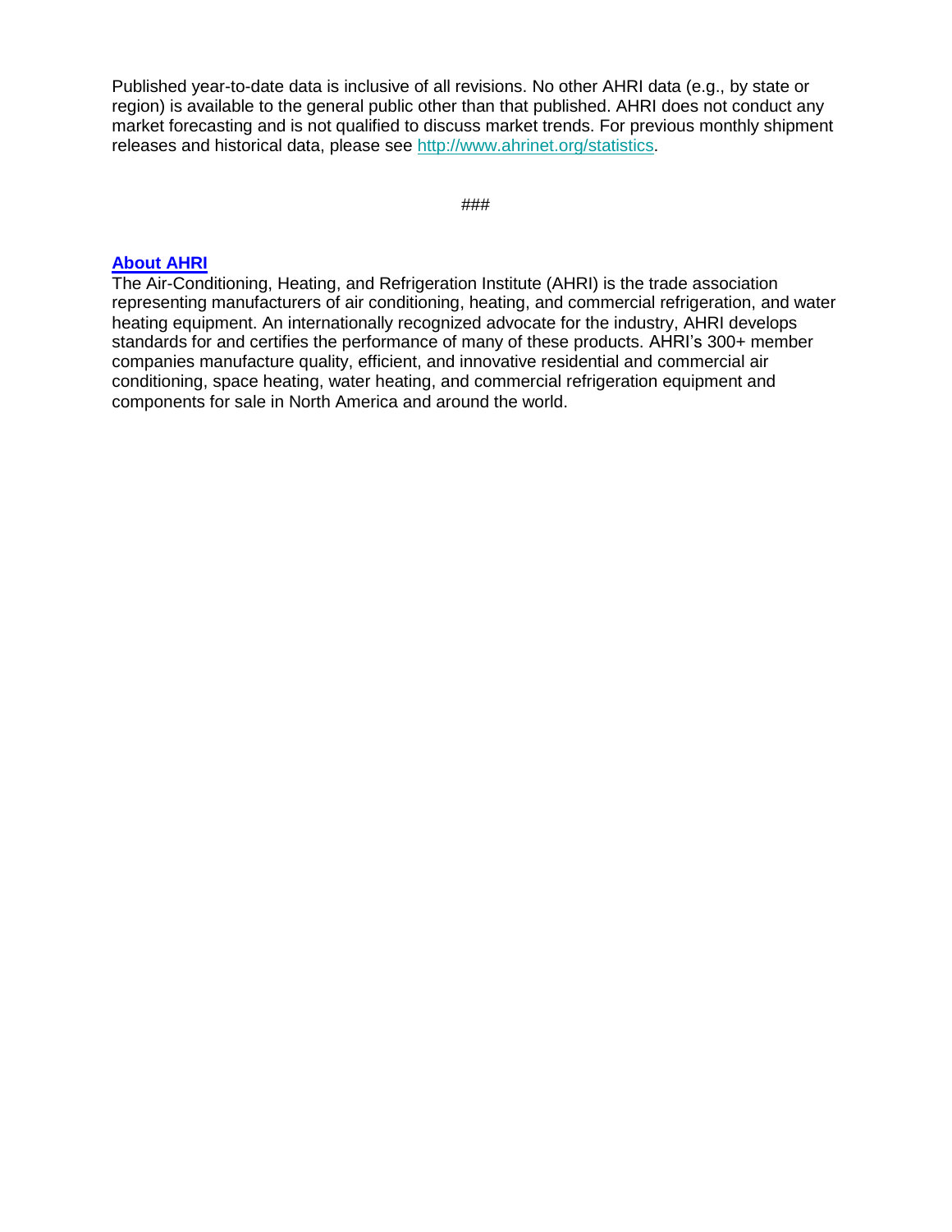Published year-to-date data is inclusive of all revisions. No other AHRI data (e.g., by state or region) is available to the general public other than that published. AHRI does not conduct any market forecasting and is not qualified to discuss market trends. For previous monthly shipment releases and historical data, please see http://www.ahrinet.org/statistics.

###

**About AHRI**

The Air-Conditioning, Heating, and Refrigeration Institute (AHRI) is the trade association representing manufacturers of air conditioning, heating, and commercial refrigeration, and water heating equipment. An internationally recognized advocate for the industry, AHRI develops standards for and certifies the performance of many of these products. AHRI's 300+ member companies manufacture quality, efficient, and innovative residential and commercial air conditioning, space heating, water heating, and commercial refrigeration equipment and components for sale in North America and around the world.